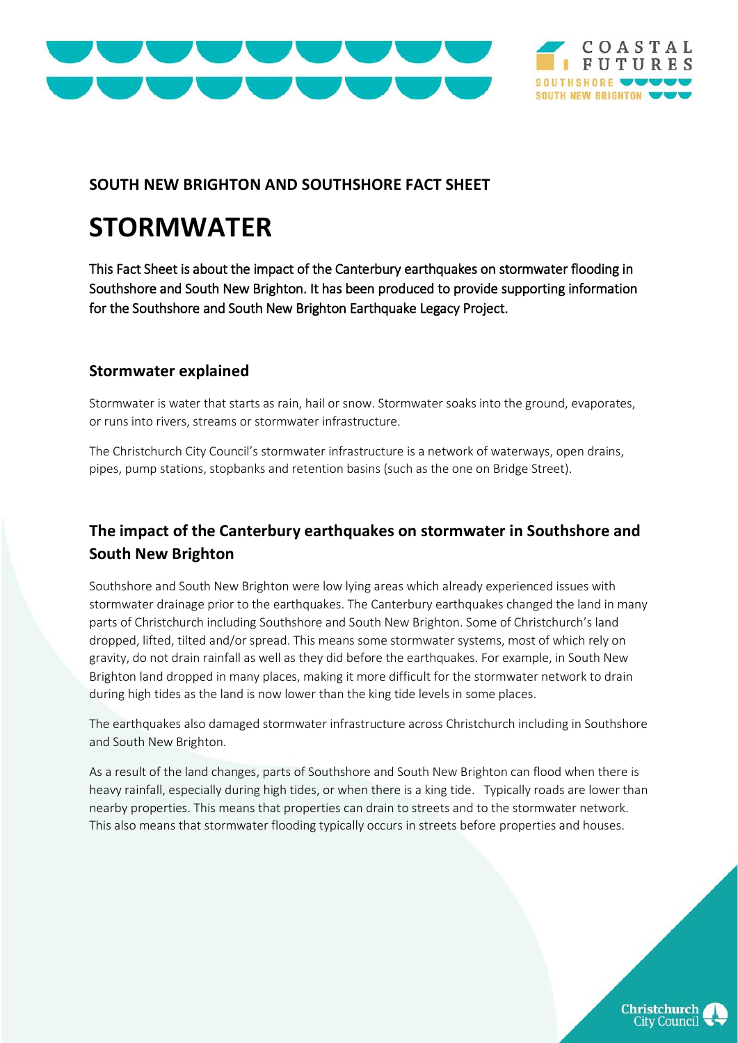## SOUTH NEW BRIGHTON AND SOUTHSHORE FACT SHEET

# STORMWATER

This Fact Sheet is about the impact of the Canterbury earthquakes on stormwater flooding in Southshore and South New Brighton. It has been produced to provide supporting information for the Southshore and South New Brighton Earthquake Legacy Project.

### Stormwater explained

Stormwater is water that starts as rain, hail or snow. Stormwater soaks into the ground, evaporates, or runs into rivers, streams or stormwater infrastructure.

The Christchurch City Council's stormwater infrastructure is a network of waterways, open drains, pipes, pump stations, stopbanks and retention basins (such as the one on Bridge Street).

### The impact of the Canterbury earthquakes on stormwater in Southshore and South New Brighton

Southshore and South New Brighton were low lying areas which already experienced issues with stormwater drainage prior to the earthquakes. The Canterbury earthquakes changed the land in many parts of Christchurch including Southshore and South New Brighton. Some of Christchurch's land dropped, lifted, tilted and/or spread. This means some stormwater systems, most of which rely on gravity, do not drain rainfall as well as they did before the earthquakes. For example, in South New Brighton land dropped in many places, making it more difficult for the stormwater network to drain during high tides as the land is now lower than the king tide levels in some places.

The earthquakes also damaged stormwater infrastructure across Christchurch including in Southshore and South New Brighton.

As a result of the land changes, parts of Southshore and South New Brighton can flood when there is heavy rainfall, especially during high tides, or when there is a king tide. Typically roads are lower than nearby properties. This means that properties can drain to streets and to the stormwater network. This also means that stormwater flooding typically occurs in streets before properties and houses.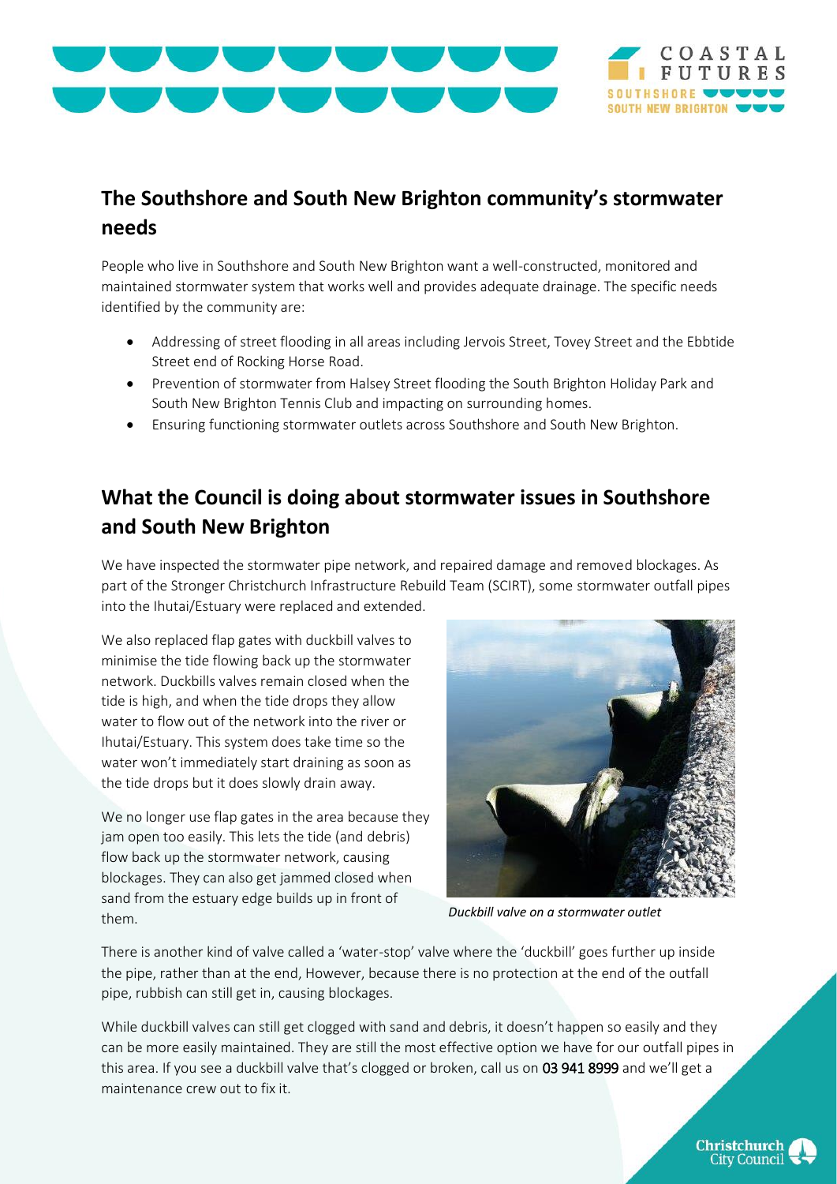## The Southshore and South New Brighton community's stormwater needs

People who live in Southshore and South New Brighton want a well-constructed, monitored and maintained stormwater system that works well and provides adequate drainage. The specific needs identified by the community are:

- Addressing of street flooding in all areas including Jervois Street, Tovey Street and the Ebbtide Street end of Rocking Horse Road.
- Prevention of stormwater from Halsey Street flooding the South Brighton Holiday Park and South New Brighton Tennis Club and impacting on surrounding homes.
- Ensuring functioning stormwater outlets across Southshore and South New Brighton.

## What the Council is doing about stormwater issues in Southshore and South New Brighton

We have inspected the stormwater pipe network, and repaired damage and removed blockages. As part of the Stronger Christchurch Infrastructure Rebuild Team (SCIRT), some stormwater outfall pipes into the Ihutai/Estuary were replaced and extended.

We also replaced flap gates with duckbill valves to minimise the tide flowing back up the stormwater network. Duckbills valves remain closed when the tide is high, and when the tide drops they allow water to flow out of the network into the river or Ihutai/Estuary. This system does take time so the water won't immediately start draining as soon as the tide drops but it does slowly drain away.

We no longer use flap gates in the area because they jam open too easily. This lets the tide (and debris) flow back up the stormwater network, causing blockages. They can also get jammed closed when sand from the estuary edge builds up in front of them.

*Duckbill valve on a stormwater outlet*

There is another kind of valve called a 'water-stop' valve where the 'duckbill' goes further up inside the pipe, rather than at the end, However, because there is no protection at the end of the outfall pipe, rubbish can still get in, causing blockages.

While duckbill valves can still get clogged with sand and debris, it doesn't happen so easily and they can be more easily maintained. They are still the most effective option we have for our outfall pipes in this area. If you see a duckbill valve that's clogged or broken, call us on 03 941 8999 and we'll get a maintenance crew out to fix it.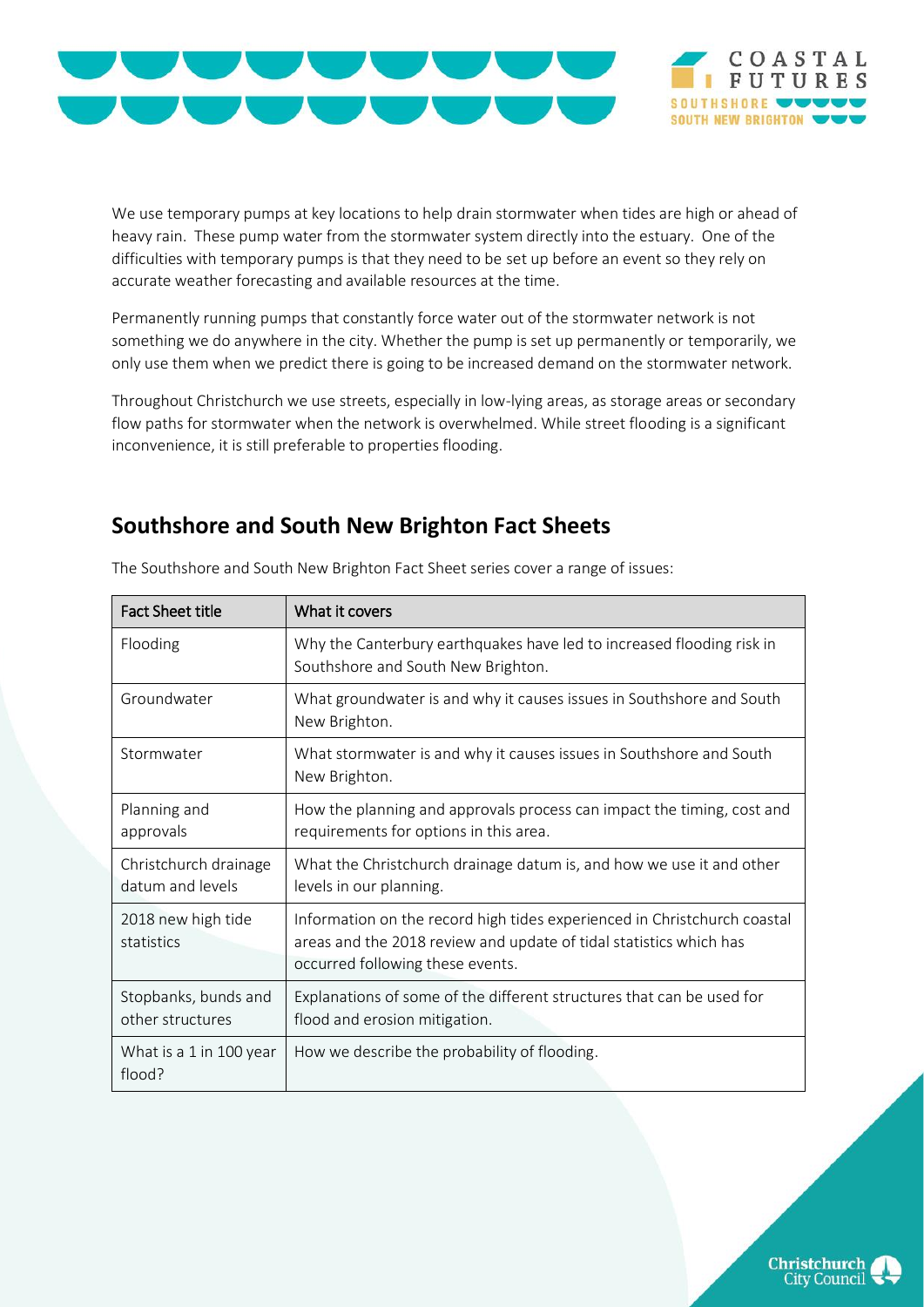We use temporary pumps at key locations to help drain stormwater when tides are high or ahead of heavy rain. These pump water from the stormwater system directly into the estuary. One of the difficulties with temporary pumps is that they need to be set up before an event so they rely on accurate weather forecasting and available resources at the time.

Permanently running pumps that constantly force water out of the stormwater network is not something we do anywhere in the city. Whether the pump is set up permanently or temporarily, we only use them when we predict there is going to be increased demand on the stormwater network.

Throughout Christchurch we use streets, especially in low-lying areas, as storage areas or secondary flow paths for stormwater when the network is overwhelmed. While street flooding is a significant inconvenience, it is still preferable to properties flooding.

## Southshore and South New Brighton Fact Sheets

The Southshore and South New Brighton Fact Sheet series cover a range of issues:

| Fact Sheet title | What it covers |
|---|---|
| Flooding | Why the Canterbury earthquakes have led to increased flooding risk in Southshore and South New Brighton. |
| Groundwater | What groundwater is and why it causes issues in Southshore and South New Brighton. |
| Stormwater | What stormwater is and why it causes issues in Southshore and South New Brighton. |
| Planning and approvals | How the planning and approvals process can impact the timing, cost and requirements for options in this area. |
| Christchurch drainage datum and levels | What the Christchurch drainage datum is, and how we use it and other levels in our planning. |
| 2018 new high tide statistics | Information on the record high tides experienced in Christchurch coastal areas and the 2018 review and update of tidal statistics which has occurred following these events. |
| Stopbanks, bunds and other structures | Explanations of some of the different structures that can be used for flood and erosion mitigation. |
| What is a 1 in 100 year flood? | How we describe the probability of flooding. |